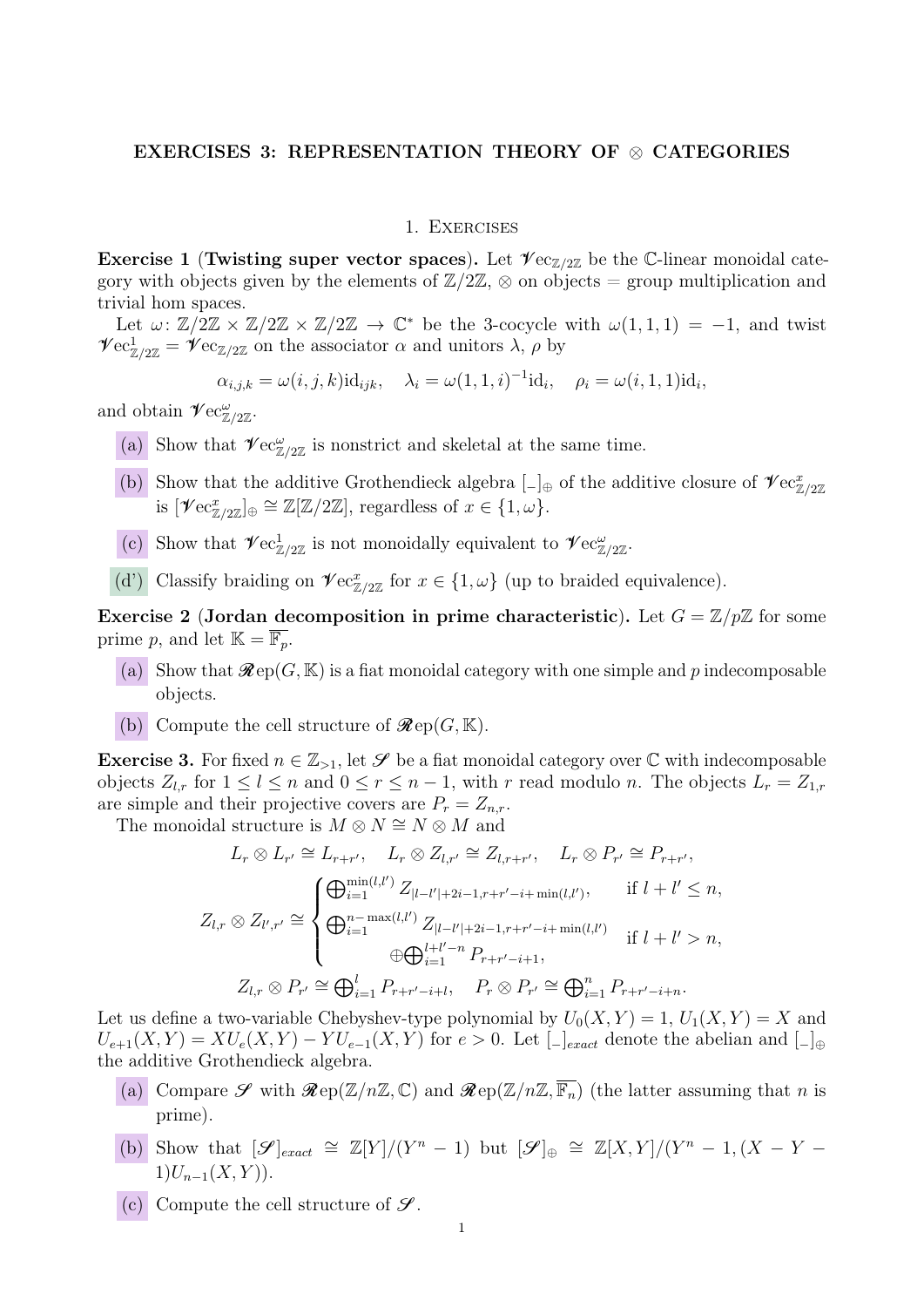# EXERCISES 3: REPRESENTATION THEORY OF ⊗ CATEGORIES

## 1. Exercises

**Exercise 1** (**Twisting super vector spaces**)**.** Let $\mathscr{V}\mathrm{ec}_{\mathbb{Z}/2\mathbb{Z}}$ be the $\mathbb{C}$-linear monoidal category with objects given by the elements of $\mathbb{Z}/2\mathbb{Z}$, ⊗ on objects = group multiplication and trivial hom spaces.

Let $\omega\colon \mathbb{Z}/2\mathbb{Z} \times \mathbb{Z}/2\mathbb{Z} \times \mathbb{Z}/2\mathbb{Z} \to \mathbb{C}^*$ be the 3-cocycle with $\omega(1,1,1) = -1$, and twist $\mathscr{V}\mathrm{ec}^1_{\mathbb{Z}/2\mathbb{Z}} = \mathscr{V}\mathrm{ec}_{\mathbb{Z}/2\mathbb{Z}}$ on the associator $\alpha$ and unitors $\lambda$, $\rho$ by

$$\alpha_{i,j,k} = \omega(i,j,k)\mathrm{id}_{ijk}, \quad \lambda_i = \omega(1,1,i)^{-1}\mathrm{id}_i, \quad \rho_i = \omega(i,1,1)\mathrm{id}_i,$$

and obtain $\mathscr{V}\mathrm{ec}^{\omega}_{\mathbb{Z}/2\mathbb{Z}}$.

(a) Show that $\mathscr{V}\mathrm{ec}^{\omega}_{\mathbb{Z}/2\mathbb{Z}}$ is nonstrict and skeletal at the same time.

(b) Show that the additive Grothendieck algebra $[\_]_{\oplus}$ of the additive closure of $\mathscr{V}\mathrm{ec}^{x}_{\mathbb{Z}/2\mathbb{Z}}$ is $[\mathscr{V}\mathrm{ec}^{x}_{\mathbb{Z}/2\mathbb{Z}}]_{\oplus} \cong \mathbb{Z}[\mathbb{Z}/2\mathbb{Z}]$, regardless of $x \in \{1, \omega\}$.

(c) Show that $\mathscr{V}\mathrm{ec}^{1}_{\mathbb{Z}/2\mathbb{Z}}$ is not monoidally equivalent to $\mathscr{V}\mathrm{ec}^{\omega}_{\mathbb{Z}/2\mathbb{Z}}$.

(d') Classify braiding on $\mathscr{V}\mathrm{ec}^{x}_{\mathbb{Z}/2\mathbb{Z}}$ for $x \in \{1, \omega\}$ (up to braided equivalence).

**Exercise 2** (**Jordan decomposition in prime characteristic**)**.** Let $G = \mathbb{Z}/p\mathbb{Z}$ for some prime $p$, and let $\mathbb{K} = \overline{\mathbb{F}_p}$.

(a) Show that $\mathscr{R}\mathrm{ep}(G, \mathbb{K})$ is a fiat monoidal category with one simple and $p$ indecomposable objects.

(b) Compute the cell structure of $\mathscr{R}\mathrm{ep}(G, \mathbb{K})$.

**Exercise 3.** For fixed $n \in \mathbb{Z}_{>1}$, let $\mathscr{S}$ be a fiat monoidal category over $\mathbb{C}$ with indecomposable objects $Z_{l,r}$ for $1 \leq l \leq n$ and $0 \leq r \leq n-1$, with $r$ read modulo $n$. The objects $L_r = Z_{1,r}$ are simple and their projective covers are $P_r = Z_{n,r}$.

The monoidal structure is $M \otimes N \cong N \otimes M$ and

$$L_r \otimes L_{r'} \cong L_{r+r'}, \quad L_r \otimes Z_{l,r'} \cong Z_{l,r+r'}, \quad L_r \otimes P_{r'} \cong P_{r+r'},$$

$$Z_{l,r} \otimes Z_{l',r'} \cong \begin{cases} \bigoplus_{i=1}^{\min(l,l')} Z_{|l-l'|+2i-1, r+r'-i+\min(l,l')}, & \text{if } l + l' \leq n, \\ \bigoplus_{i=1}^{n-\max(l,l')} Z_{|l-l'|+2i-1, r+r'-i+\min(l,l')} \\ \qquad \oplus \bigoplus_{i=1}^{l+l'-n} P_{r+r'-i+1}, & \text{if } l + l' > n, \end{cases}$$

$$Z_{l,r} \otimes P_{r'} \cong \bigoplus_{i=1}^{l} P_{r+r'-i+l}, \quad P_r \otimes P_{r'} \cong \bigoplus_{i=1}^{n} P_{r+r'-i+n}.$$

Let us define a two-variable Chebyshev-type polynomial by $U_0(X,Y) = 1$, $U_1(X,Y) = X$ and $U_{e+1}(X,Y) = XU_e(X,Y) - YU_{e-1}(X,Y)$ for $e > 0$. Let $[\_]_{exact}$ denote the abelian and $[\_]_{\oplus}$ the additive Grothendieck algebra.

(a) Compare $\mathscr{S}$ with $\mathscr{R}\mathrm{ep}(\mathbb{Z}/n\mathbb{Z}, \mathbb{C})$ and $\mathscr{R}\mathrm{ep}(\mathbb{Z}/n\mathbb{Z}, \overline{\mathbb{F}_n})$ (the latter assuming that $n$ is prime).

(b) Show that $[\mathscr{S}]_{exact} \cong \mathbb{Z}[Y]/(Y^n - 1)$ but $[\mathscr{S}]_{\oplus} \cong \mathbb{Z}[X,Y]/(Y^n - 1, (X - Y - 1)U_{n-1}(X,Y))$.

(c) Compute the cell structure of $\mathscr{S}$.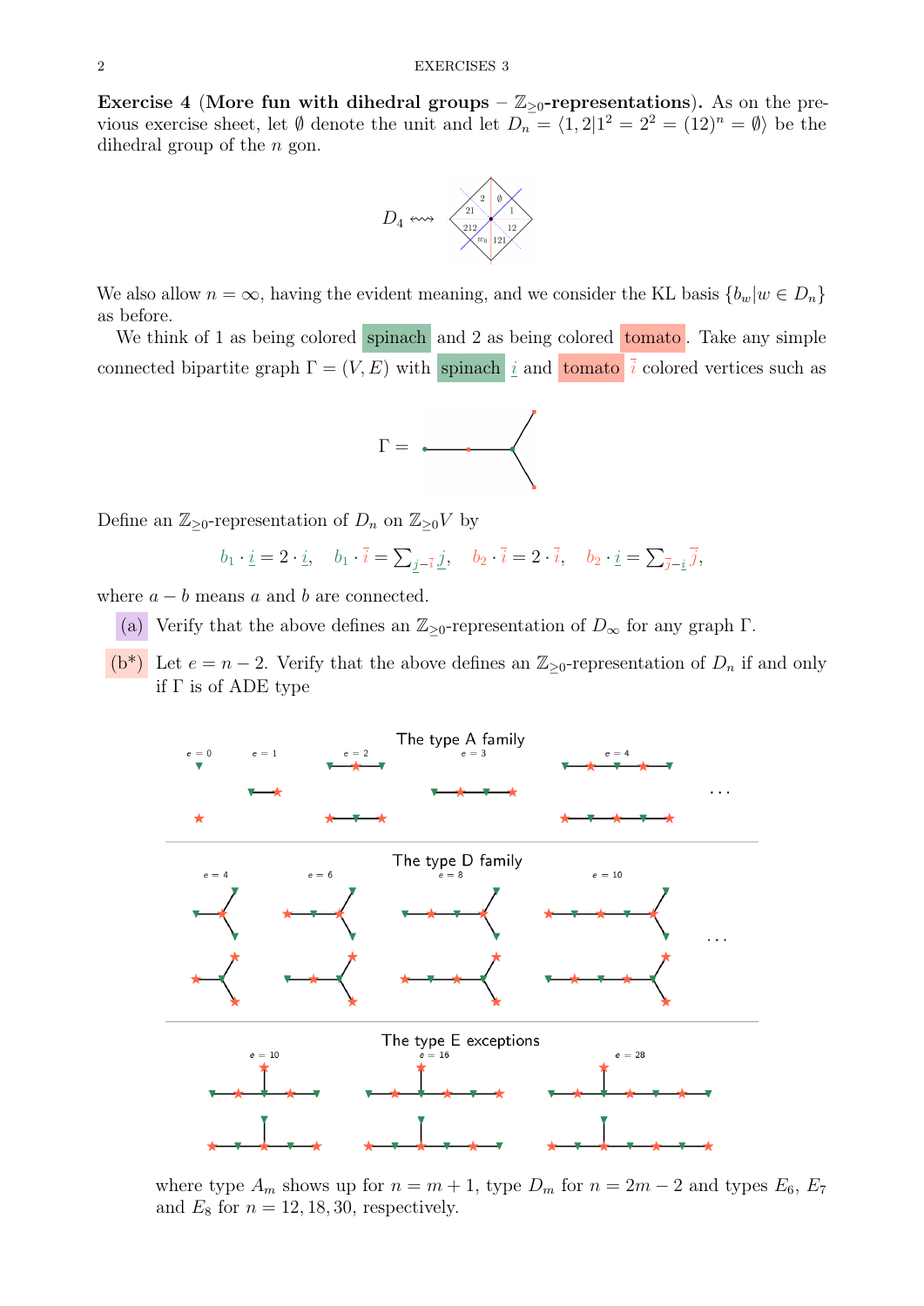**Exercise 4 (More fun with dihedral groups – $\mathbb{Z}_{\geq 0}$-representations).** As on the previous exercise sheet, let $\emptyset$ denote the unit and let $D_n = \langle 1, 2 | 1^2 = 2^2 = (12)^n = \emptyset \rangle$ be the dihedral group of the $n$ gon.

$D_4 \leftrightsquigarrow$

We also allow $n = \infty$, having the evident meaning, and we consider the KL basis $\{b_w | w \in D_n\}$ as before.

We think of 1 as being colored spinach and 2 as being colored tomato. Take any simple connected bipartite graph $\Gamma = (V, E)$ with spinach $\underline{i}$ and tomato $\overline{i}$ colored vertices such as

$\Gamma =$

Define an $\mathbb{Z}_{\geq 0}$-representation of $D_n$ on $\mathbb{Z}_{\geq 0}V$ by

$$b_1 \cdot \underline{i} = 2 \cdot \underline{i}, \quad b_1 \cdot \overline{i} = \sum_{\underline{j} - \overline{i}} \underline{j}, \quad b_2 \cdot \overline{i} = 2 \cdot \overline{i}, \quad b_2 \cdot \underline{i} = \sum_{\overline{j} - \underline{i}} \overline{j},$$

where $a - b$ means $a$ and $b$ are connected.

(a) Verify that the above defines an $\mathbb{Z}_{\geq 0}$-representation of $D_\infty$ for any graph $\Gamma$.

(b*) Let $e = n - 2$. Verify that the above defines an $\mathbb{Z}_{\geq 0}$-representation of $D_n$ if and only if $\Gamma$ is of ADE type

The type A family

The type D family

The type E exceptions

where type $A_m$ shows up for $n = m + 1$, type $D_m$ for $n = 2m - 2$ and types $E_6$, $E_7$ and $E_8$ for $n = 12, 18, 30$, respectively.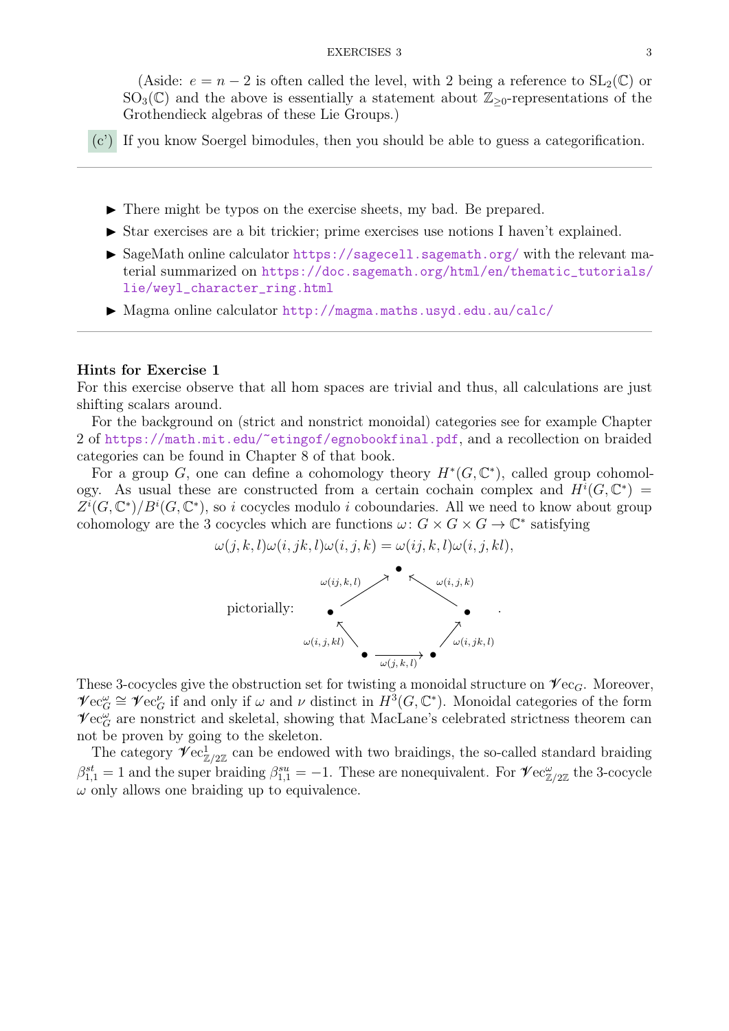(Aside: $e = n - 2$ is often called the level, with 2 being a reference to $\mathrm{SL}_2(\mathbb{C})$ or $\mathrm{SO}_3(\mathbb{C})$ and the above is essentially a statement about $\mathbb{Z}_{\geq 0}$-representations of the Grothendieck algebras of these Lie Groups.)

(c') If you know Soergel bimodules, then you should be able to guess a categorification.

---

- There might be typos on the exercise sheets, my bad. Be prepared.
- Star exercises are a bit trickier; prime exercises use notions I haven't explained.
- SageMath online calculator https://sagecell.sagemath.org/ with the relevant material summarized on https://doc.sagemath.org/html/en/thematic_tutorials/lie/weyl_character_ring.html
- Magma online calculator http://magma.maths.usyd.edu.au/calc/

---

**Hints for Exercise 1**

For this exercise observe that all hom spaces are trivial and thus, all calculations are just shifting scalars around.

For the background on (strict and nonstrict monoidal) categories see for example Chapter 2 of https://math.mit.edu/~etingof/egnobookfinal.pdf, and a recollection on braided categories can be found in Chapter 8 of that book.

For a group $G$, one can define a cohomology theory $H^*(G, \mathbb{C}^*)$, called group cohomology. As usual these are constructed from a certain cochain complex and $H^i(G, \mathbb{C}^*) = Z^i(G, \mathbb{C}^*)/B^i(G, \mathbb{C}^*)$, so $i$ cocycles modulo $i$ coboundaries. All we need to know about group cohomology are the 3 cocycles which are functions $\omega\colon G \times G \times G \to \mathbb{C}^*$ satisfying

$$\omega(j,k,l)\omega(i,jk,l)\omega(i,j,k) = \omega(ij,k,l)\omega(i,j,kl),$$

pictorially: [pentagon diagram with arrows labeled $\omega(j,k,l)$, $\omega(i,jk,l)$, $\omega(i,j,k)$, $\omega(i,j,kl)$, $\omega(ij,k,l)$].

These 3-cocycles give the obstruction set for twisting a monoidal structure on $\mathscr{V}\mathrm{ec}_G$. Moreover, $\mathscr{V}\mathrm{ec}_G^\omega \cong \mathscr{V}\mathrm{ec}_G^\nu$ if and only if $\omega$ and $\nu$ distinct in $H^3(G, \mathbb{C}^*)$. Monoidal categories of the form $\mathscr{V}\mathrm{ec}_G^\omega$ are nonstrict and skeletal, showing that MacLane's celebrated strictness theorem can not be proven by going to the skeleton.

The category $\mathscr{V}\mathrm{ec}_{\mathbb{Z}/2\mathbb{Z}}^1$ can be endowed with two braidings, the so-called standard braiding $\beta_{1,1}^{st} = 1$ and the super braiding $\beta_{1,1}^{su} = -1$. These are nonequivalent. For $\mathscr{V}\mathrm{ec}_{\mathbb{Z}/2\mathbb{Z}}^\omega$ the 3-cocycle $\omega$ only allows one braiding up to equivalence.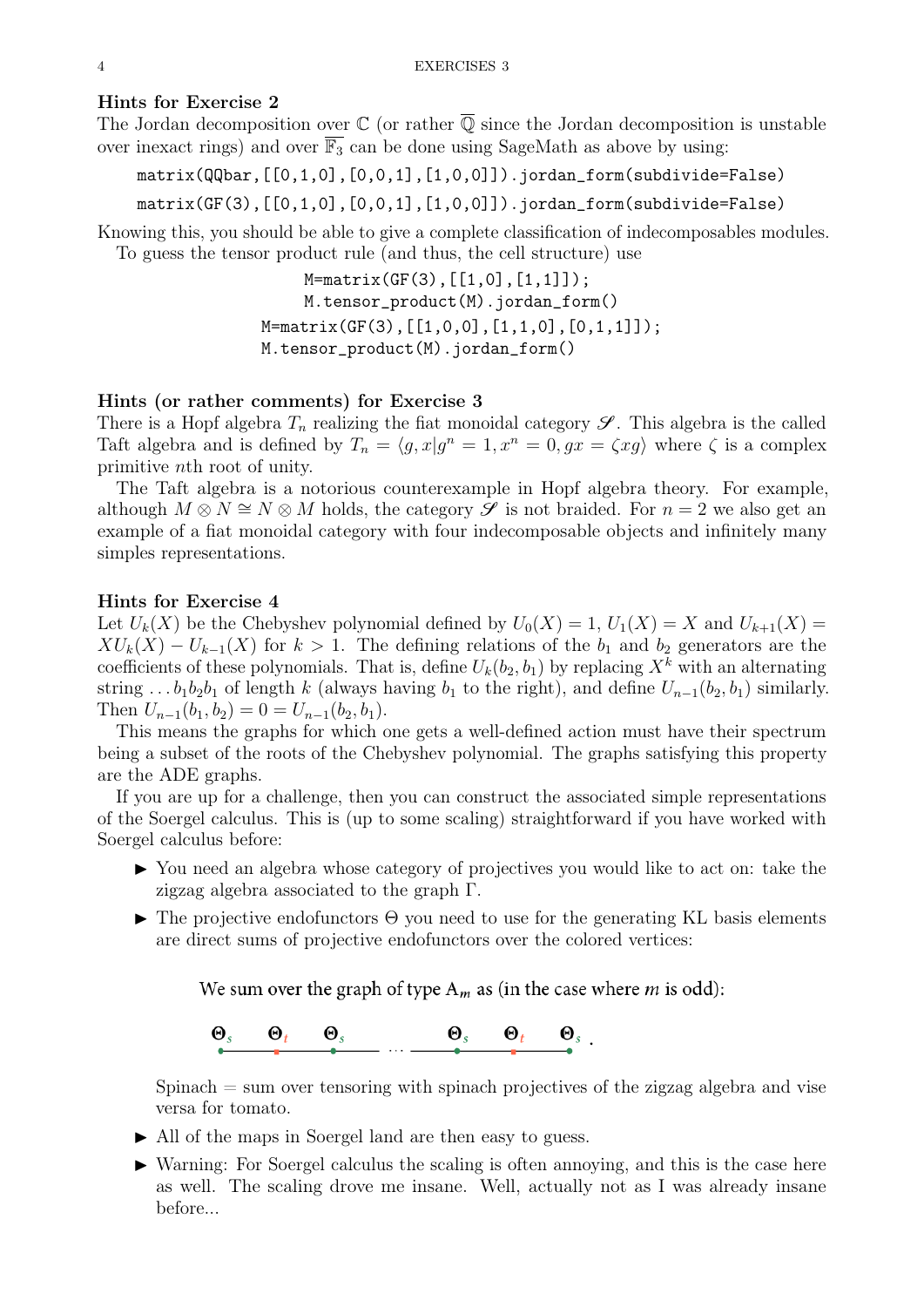### Hints for Exercise 2

The Jordan decomposition over $\mathbb{C}$ (or rather $\overline{\mathbb{Q}}$ since the Jordan decomposition is unstable over inexact rings) and over $\overline{\mathbb{F}_3}$ can be done using SageMath as above by using:

```
matrix(QQbar,[[0,1,0],[0,0,1],[1,0,0]]).jordan_form(subdivide=False)
matrix(GF(3),[[0,1,0],[0,0,1],[1,0,0]]).jordan_form(subdivide=False)
```

Knowing this, you should be able to give a complete classification of indecomposables modules.

To guess the tensor product rule (and thus, the cell structure) use

```
M=matrix(GF(3),[[1,0],[1,1]]);
M.tensor_product(M).jordan_form()
M=matrix(GF(3),[[1,0,0],[1,1,0],[0,1,1]]);
M.tensor_product(M).jordan_form()
```

### Hints (or rather comments) for Exercise 3

There is a Hopf algebra $T_n$ realizing the fiat monoidal category $\mathscr{S}$. This algebra is the called Taft algebra and is defined by $T_n = \langle g, x | g^n = 1, x^n = 0, gx = \zeta xg \rangle$ where $\zeta$ is a complex primitive $n$th root of unity.

The Taft algebra is a notorious counterexample in Hopf algebra theory. For example, although $M \otimes N \cong N \otimes M$ holds, the category $\mathscr{S}$ is not braided. For $n = 2$ we also get an example of a fiat monoidal category with four indecomposable objects and infinitely many simples representations.

### Hints for Exercise 4

Let $U_k(X)$ be the Chebyshev polynomial defined by $U_0(X) = 1$, $U_1(X) = X$ and $U_{k+1}(X) = XU_k(X) - U_{k-1}(X)$ for $k > 1$. The defining relations of the $b_1$ and $b_2$ generators are the coefficients of these polynomials. That is, define $U_k(b_2, b_1)$ by replacing $X^k$ with an alternating string $\dots b_1 b_2 b_1$ of length $k$ (always having $b_1$ to the right), and define $U_{n-1}(b_2, b_1)$ similarly. Then $U_{n-1}(b_1, b_2) = 0 = U_{n-1}(b_2, b_1)$.

This means the graphs for which one gets a well-defined action must have their spectrum being a subset of the roots of the Chebyshev polynomial. The graphs satisfying this property are the ADE graphs.

If you are up for a challenge, then you can construct the associated simple representations of the Soergel calculus. This is (up to some scaling) straightforward if you have worked with Soergel calculus before:

- You need an algebra whose category of projectives you would like to act on: take the zigzag algebra associated to the graph $\Gamma$.
- The projective endofunctors $\Theta$ you need to use for the generating KL basis elements are direct sums of projective endofunctors over the colored vertices:

  We sum over the graph of type $\mathrm{A}_m$ as (in the case where $m$ is odd):

  $$\Theta_s \; - \; \Theta_t \; - \; \Theta_s \; - \; \cdots \; - \; \Theta_s \; - \; \Theta_t \; - \; \Theta_s .$$

  Spinach = sum over tensoring with spinach projectives of the zigzag algebra and vise versa for tomato.
- All of the maps in Soergel land are then easy to guess.
- Warning: For Soergel calculus the scaling is often annoying, and this is the case here as well. The scaling drove me insane. Well, actually not as I was already insane before...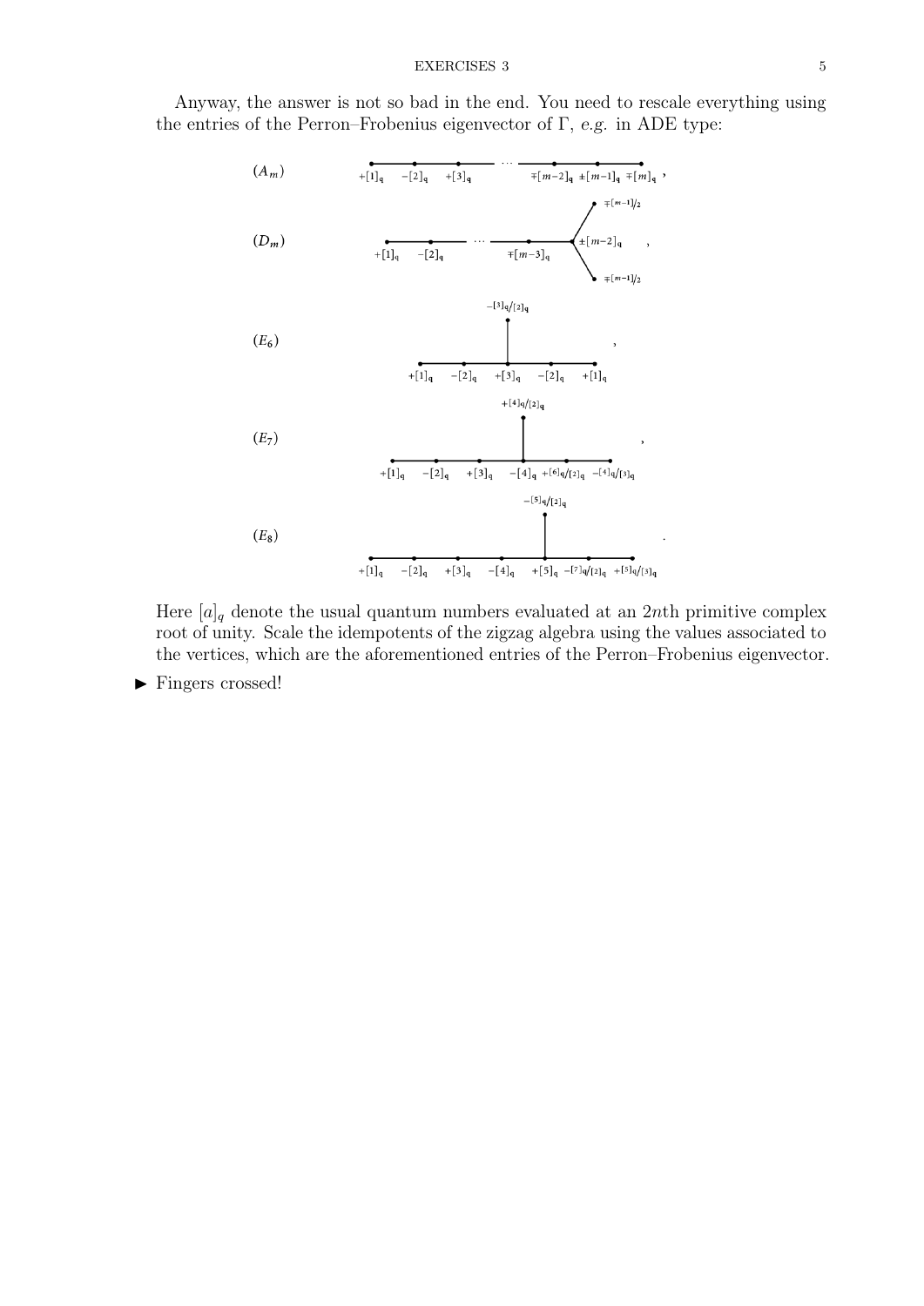Anyway, the answer is not so bad in the end. You need to rescale everything using the entries of the Perron–Frobenius eigenvector of $\Gamma$, *e.g.* in ADE type:

$(A_m)$

$+[1]_q \quad -[2]_q \quad +[3]_q \quad \cdots \quad \mp[m-2]_q \quad \pm[m-1]_q \quad \mp[m]_q$ ,

$(D_m)$

$+[1]_q \quad -[2]_q \quad \cdots \quad \mp[m-3]_q \quad \pm[m-2]_q \quad \mp[m-1]/2 \quad \mp[m-1]/2$ ,

$(E_6)$

$-[3]_q/[2]_q$

$+[1]_q \quad -[2]_q \quad +[3]_q \quad -[2]_q \quad +[1]_q$ ,

$(E_7)$

$+[4]_q/[2]_q$

$+[1]_q \quad -[2]_q \quad +[3]_q \quad -[4]_q \quad +[6]_q/[2]_q \quad -[4]_q/[3]_q$ ,

$(E_8)$

$-[5]_q/[2]_q$

$+[1]_q \quad -[2]_q \quad +[3]_q \quad -[4]_q \quad +[5]_q \quad -[7]_q/[2]_q \quad +[5]_q/[3]_q$ .

Here $[a]_q$ denote the usual quantum numbers evaluated at an $2n$th primitive complex root of unity. Scale the idempotents of the zigzag algebra using the values associated to the vertices, which are the aforementioned entries of the Perron–Frobenius eigenvector.

► Fingers crossed!